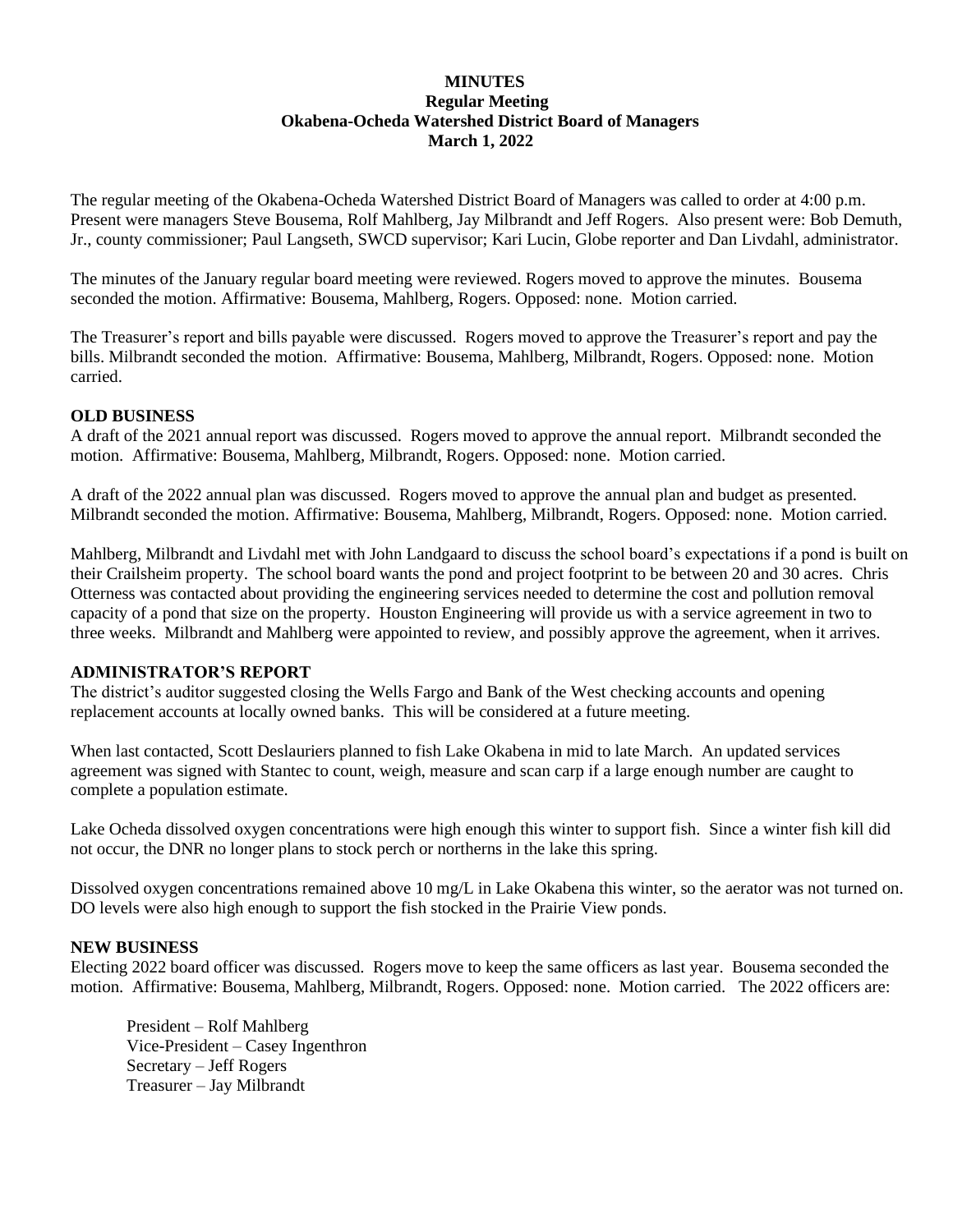**MINUTES**
**Regular Meeting**
**Okabena-Ocheda Watershed District Board of Managers**
**March 1, 2022**

The regular meeting of the Okabena-Ocheda Watershed District Board of Managers was called to order at 4:00 p.m. Present were managers Steve Bousema, Rolf Mahlberg, Jay Milbrandt and Jeff Rogers. Also present were: Bob Demuth, Jr., county commissioner; Paul Langseth, SWCD supervisor; Kari Lucin, Globe reporter and Dan Livdahl, administrator.

The minutes of the January regular board meeting were reviewed. Rogers moved to approve the minutes. Bousema seconded the motion. Affirmative: Bousema, Mahlberg, Rogers. Opposed: none. Motion carried.

The Treasurer's report and bills payable were discussed. Rogers moved to approve the Treasurer's report and pay the bills. Milbrandt seconded the motion. Affirmative: Bousema, Mahlberg, Milbrandt, Rogers. Opposed: none. Motion carried.

**OLD BUSINESS**

A draft of the 2021 annual report was discussed. Rogers moved to approve the annual report. Milbrandt seconded the motion. Affirmative: Bousema, Mahlberg, Milbrandt, Rogers. Opposed: none. Motion carried.

A draft of the 2022 annual plan was discussed. Rogers moved to approve the annual plan and budget as presented. Milbrandt seconded the motion. Affirmative: Bousema, Mahlberg, Milbrandt, Rogers. Opposed: none. Motion carried.

Mahlberg, Milbrandt and Livdahl met with John Landgaard to discuss the school board's expectations if a pond is built on their Crailsheim property. The school board wants the pond and project footprint to be between 20 and 30 acres. Chris Otterness was contacted about providing the engineering services needed to determine the cost and pollution removal capacity of a pond that size on the property. Houston Engineering will provide us with a service agreement in two to three weeks. Milbrandt and Mahlberg were appointed to review, and possibly approve the agreement, when it arrives.

**ADMINISTRATOR'S REPORT**

The district's auditor suggested closing the Wells Fargo and Bank of the West checking accounts and opening replacement accounts at locally owned banks. This will be considered at a future meeting.

When last contacted, Scott Deslauriers planned to fish Lake Okabena in mid to late March. An updated services agreement was signed with Stantec to count, weigh, measure and scan carp if a large enough number are caught to complete a population estimate.

Lake Ocheda dissolved oxygen concentrations were high enough this winter to support fish. Since a winter fish kill did not occur, the DNR no longer plans to stock perch or northerns in the lake this spring.

Dissolved oxygen concentrations remained above 10 mg/L in Lake Okabena this winter, so the aerator was not turned on. DO levels were also high enough to support the fish stocked in the Prairie View ponds.

**NEW BUSINESS**

Electing 2022 board officer was discussed. Rogers move to keep the same officers as last year. Bousema seconded the motion. Affirmative: Bousema, Mahlberg, Milbrandt, Rogers. Opposed: none. Motion carried. The 2022 officers are:

President – Rolf Mahlberg
Vice-President – Casey Ingenthron
Secretary – Jeff Rogers
Treasurer – Jay Milbrandt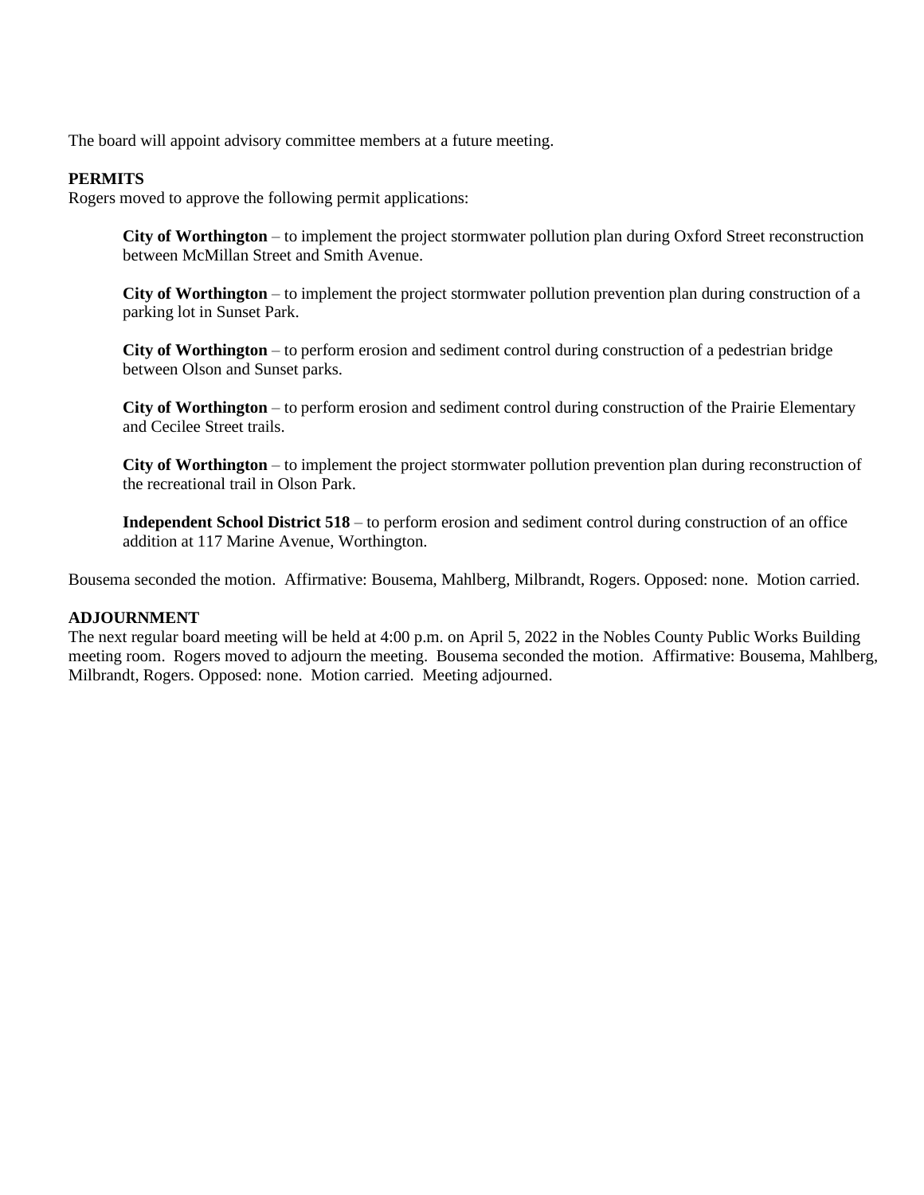The board will appoint advisory committee members at a future meeting.

**PERMITS**

Rogers moved to approve the following permit applications:

> **City of Worthington** – to implement the project stormwater pollution plan during Oxford Street reconstruction between McMillan Street and Smith Avenue.
>
> **City of Worthington** – to implement the project stormwater pollution prevention plan during construction of a parking lot in Sunset Park.
>
> **City of Worthington** – to perform erosion and sediment control during construction of a pedestrian bridge between Olson and Sunset parks.
>
> **City of Worthington** – to perform erosion and sediment control during construction of the Prairie Elementary and Cecilee Street trails.
>
> **City of Worthington** – to implement the project stormwater pollution prevention plan during reconstruction of the recreational trail in Olson Park.
>
> **Independent School District 518** – to perform erosion and sediment control during construction of an office addition at 117 Marine Avenue, Worthington.

Bousema seconded the motion. Affirmative: Bousema, Mahlberg, Milbrandt, Rogers. Opposed: none. Motion carried.

**ADJOURNMENT**

The next regular board meeting will be held at 4:00 p.m. on April 5, 2022 in the Nobles County Public Works Building meeting room. Rogers moved to adjourn the meeting. Bousema seconded the motion. Affirmative: Bousema, Mahlberg, Milbrandt, Rogers. Opposed: none. Motion carried. Meeting adjourned.